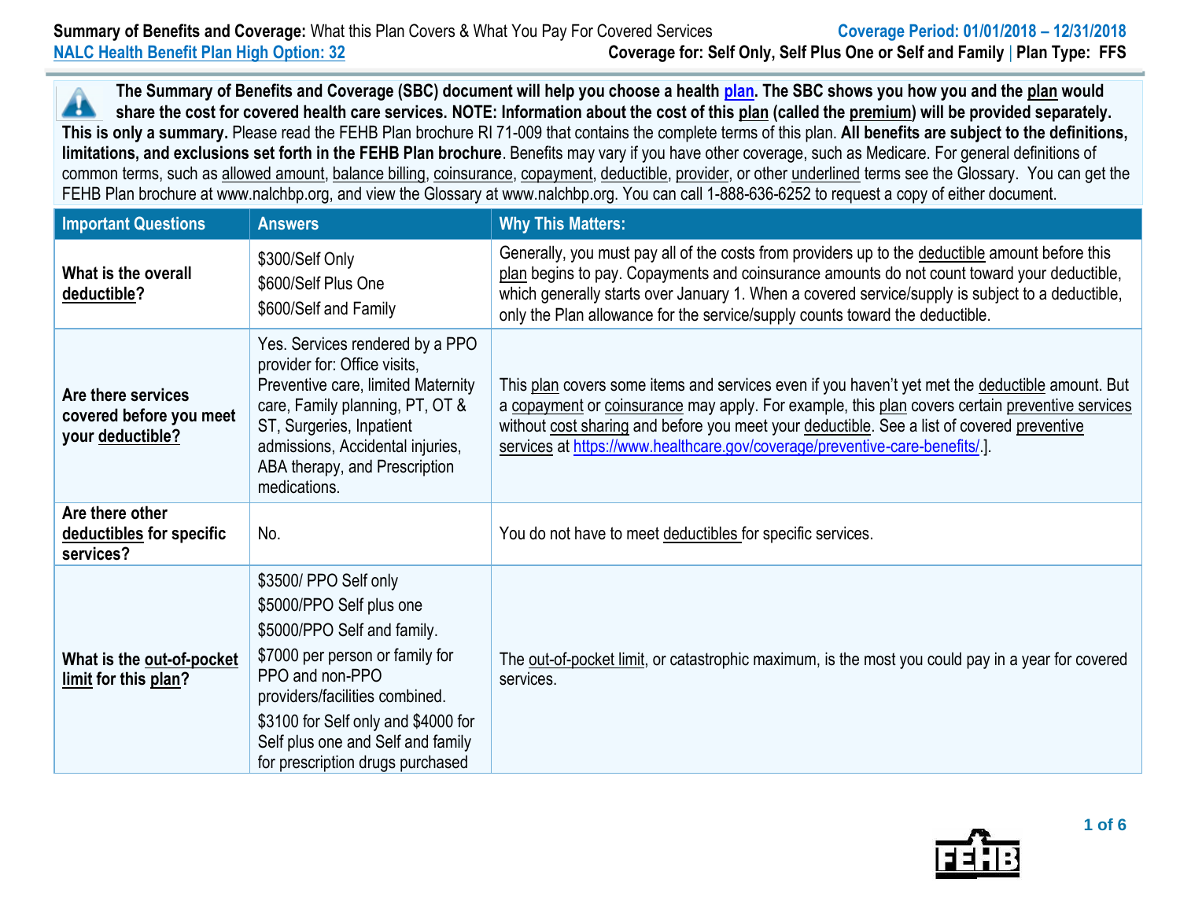**Summary of Benefits and Coverage:** What this Plan Covers & What You Pay For Covered Services

**Coverage Period: 01/01/2018 – 12/31/2018**

**NALC Health Benefit Plan High Option: 32**

**Coverage for: Self Only, Self Plus One or Self and Family | Plan Type: FFS**

**The Summary of Benefits and Coverage (SBC) document will help you choose a health plan. The SBC shows you how you and the plan would share the cost for covered health care services. NOTE: Information about the cost of this plan (called the premium) will be provided separately. This is only a summary.** Please read the FEHB Plan brochure RI 71-009 that contains the complete terms of this plan. **All benefits are subject to the definitions, limitations, and exclusions set forth in the FEHB Plan brochure**. Benefits may vary if you have other coverage, such as Medicare. For general definitions of common terms, such as allowed amount, balance billing, coinsurance, copayment, deductible, provider, or other underlined terms see the Glossary. You can get the FEHB Plan brochure at www.nalchbp.org, and view the Glossary at www.nalchbp.org. You can call 1-888-636-6252 to request a copy of either document.

| Important Questions | Answers | Why This Matters: |
|---|---|---|
| **What is the overall deductible?** | $300/Self Only<br>$600/Self Plus One<br>$600/Self and Family | Generally, you must pay all of the costs from providers up to the deductible amount before this plan begins to pay. Copayments and coinsurance amounts do not count toward your deductible, which generally starts over January 1. When a covered service/supply is subject to a deductible, only the Plan allowance for the service/supply counts toward the deductible. |
| **Are there services covered before you meet your deductible?** | Yes. Services rendered by a PPO provider for: Office visits, Preventive care, limited Maternity care, Family planning, PT, OT & ST, Surgeries, Inpatient admissions, Accidental injuries, ABA therapy, and Prescription medications. | This plan covers some items and services even if you haven't yet met the deductible amount. But a copayment or coinsurance may apply. For example, this plan covers certain preventive services without cost sharing and before you meet your deductible. See a list of covered preventive services at https://www.healthcare.gov/coverage/preventive-care-benefits/.]. |
| **Are there other deductibles for specific services?** | No. | You do not have to meet deductibles for specific services. |
| **What is the out-of-pocket limit for this plan?** | $3500/ PPO Self only<br>$5000/PPO Self plus one<br>$5000/PPO Self and family.<br>$7000 per person or family for PPO and non-PPO providers/facilities combined.<br>$3100 for Self only and $4000 for Self plus one and Self and family for prescription drugs purchased | The out-of-pocket limit, or catastrophic maximum, is the most you could pay in a year for covered services. |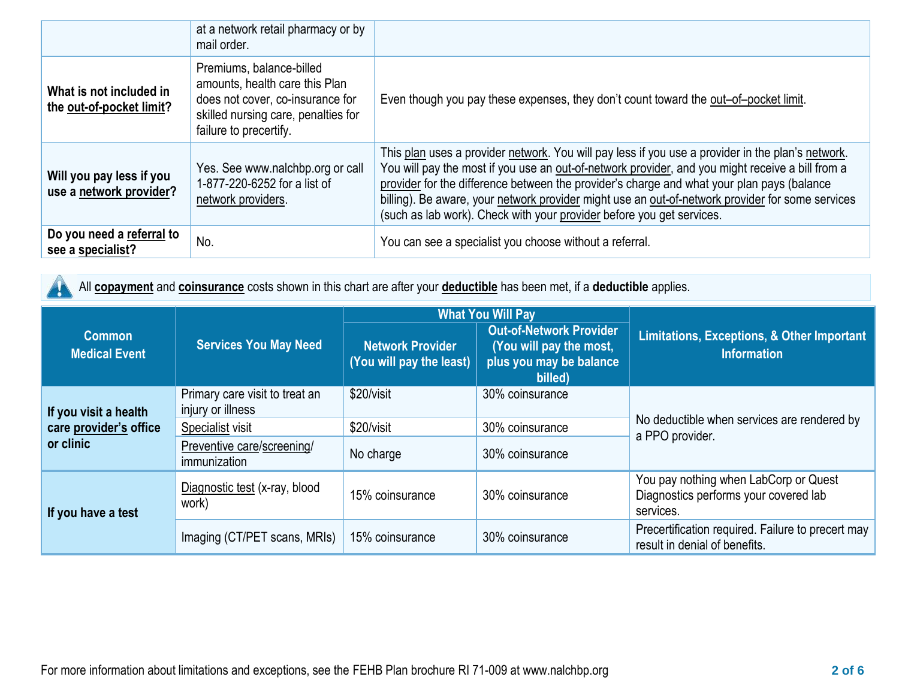| | | |
|---|---|---|
| | at a network retail pharmacy or by mail order. | |
| **What is not included in the out-of-pocket limit?** | Premiums, balance-billed amounts, health care this Plan does not cover, co-insurance for skilled nursing care, penalties for failure to precertify. | Even though you pay these expenses, they don't count toward the out–of–pocket limit. |
| **Will you pay less if you use a network provider?** | Yes. See www.nalchbp.org or call 1-877-220-6252 for a list of network providers. | This plan uses a provider network. You will pay less if you use a provider in the plan's network. You will pay the most if you use an out-of-network provider, and you might receive a bill from a provider for the difference between the provider's charge and what your plan pays (balance billing). Be aware, your network provider might use an out-of-network provider for some services (such as lab work). Check with your provider before you get services. |
| **Do you need a referral to see a specialist?** | No. | You can see a specialist you choose without a referral. |

All **copayment** and **coinsurance** costs shown in this chart are after your **deductible** has been met, if a **deductible** applies.

| Common Medical Event | Services You May Need | What You Will Pay | | Limitations, Exceptions, & Other Important Information |
|---|---|---|---|---|
| | | Network Provider (You will pay the least) | Out-of-Network Provider (You will pay the most, plus you may be balance billed) | |
| **If you visit a health care provider's office or clinic** | Primary care visit to treat an injury or illness | $20/visit | 30% coinsurance | No deductible when services are rendered by a PPO provider. |
| | Specialist visit | $20/visit | 30% coinsurance | |
| | Preventive care/screening/ immunization | No charge | 30% coinsurance | |
| **If you have a test** | Diagnostic test (x-ray, blood work) | 15% coinsurance | 30% coinsurance | You pay nothing when LabCorp or Quest Diagnostics performs your covered lab services. |
| | Imaging (CT/PET scans, MRIs) | 15% coinsurance | 30% coinsurance | Precertification required. Failure to precert may result in denial of benefits. |

For more information about limitations and exceptions, see the FEHB Plan brochure RI 71-009 at www.nalchbp.org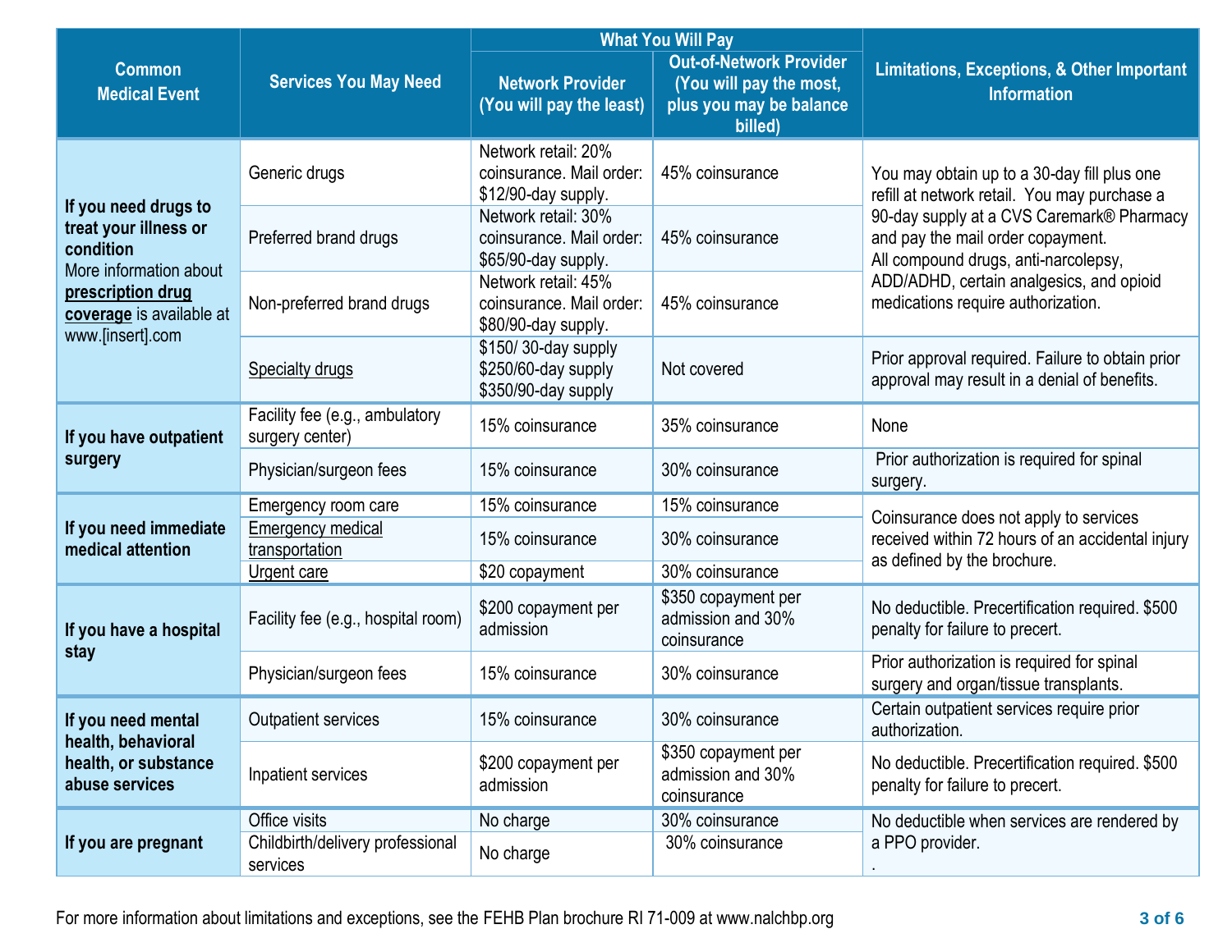| Common Medical Event | Services You May Need | What You Will Pay | | Limitations, Exceptions, & Other Important Information |
|---|---|---|---|---|
| | | Network Provider (You will pay the least) | Out-of-Network Provider (You will pay the most, plus you may be balance billed) | |
| **If you need drugs to treat your illness or condition** More information about **prescription drug coverage** is available at www.[insert].com | Generic drugs | Network retail: 20% coinsurance. Mail order: $12/90-day supply. | 45% coinsurance | You may obtain up to a 30-day fill plus one refill at network retail. You may purchase a 90-day supply at a CVS Caremark® Pharmacy and pay the mail order copayment. All compound drugs, anti-narcolepsy, ADD/ADHD, certain analgesics, and opioid medications require authorization. |
| | Preferred brand drugs | Network retail: 30% coinsurance. Mail order: $65/90-day supply. | 45% coinsurance | |
| | Non-preferred brand drugs | Network retail: 45% coinsurance. Mail order: $80/90-day supply. | 45% coinsurance | |
| | Specialty drugs | $150/ 30-day supply $250/60-day supply $350/90-day supply | Not covered | Prior approval required. Failure to obtain prior approval may result in a denial of benefits. |
| **If you have outpatient surgery** | Facility fee (e.g., ambulatory surgery center) | 15% coinsurance | 35% coinsurance | None |
| | Physician/surgeon fees | 15% coinsurance | 30% coinsurance | Prior authorization is required for spinal surgery. |
| **If you need immediate medical attention** | Emergency room care | 15% coinsurance | 15% coinsurance | Coinsurance does not apply to services received within 72 hours of an accidental injury as defined by the brochure. |
| | Emergency medical transportation | 15% coinsurance | 30% coinsurance | |
| | Urgent care | $20 copayment | 30% coinsurance | |
| **If you have a hospital stay** | Facility fee (e.g., hospital room) | $200 copayment per admission | $350 copayment per admission and 30% coinsurance | No deductible. Precertification required. $500 penalty for failure to precert. |
| | Physician/surgeon fees | 15% coinsurance | 30% coinsurance | Prior authorization is required for spinal surgery and organ/tissue transplants. |
| **If you need mental health, behavioral health, or substance abuse services** | Outpatient services | 15% coinsurance | 30% coinsurance | Certain outpatient services require prior authorization. |
| | Inpatient services | $200 copayment per admission | $350 copayment per admission and 30% coinsurance | No deductible. Precertification required. $500 penalty for failure to precert. |
| **If you are pregnant** | Office visits | No charge | 30% coinsurance | No deductible when services are rendered by a PPO provider. . |
| | Childbirth/delivery professional services | No charge | 30% coinsurance | |

For more information about limitations and exceptions, see the FEHB Plan brochure RI 71-009 at www.nalchbp.org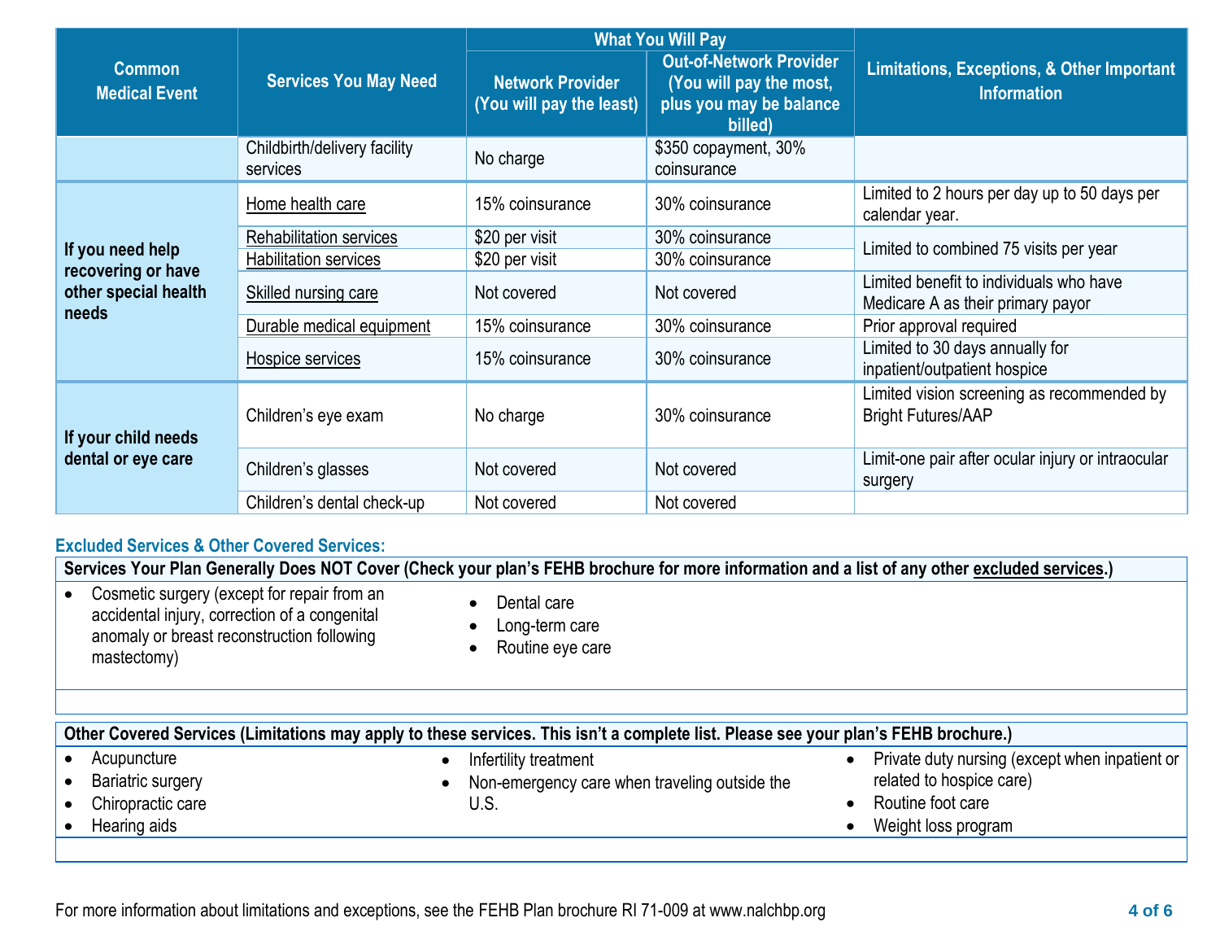| Common Medical Event | Services You May Need | What You Will Pay | | Limitations, Exceptions, & Other Important Information |
|---|---|---|---|---|
| | | Network Provider (You will pay the least) | Out-of-Network Provider (You will pay the most, plus you may be balance billed) | |
| | Childbirth/delivery facility services | No charge | $350 copayment, 30% coinsurance | |
| If you need help recovering or have other special health needs | Home health care | 15% coinsurance | 30% coinsurance | Limited to 2 hours per day up to 50 days per calendar year. |
| | Rehabilitation services | $20 per visit | 30% coinsurance | Limited to combined 75 visits per year |
| | Habilitation services | $20 per visit | 30% coinsurance | |
| | Skilled nursing care | Not covered | Not covered | Limited benefit to individuals who have Medicare A as their primary payor |
| | Durable medical equipment | 15% coinsurance | 30% coinsurance | Prior approval required |
| | Hospice services | 15% coinsurance | 30% coinsurance | Limited to 30 days annually for inpatient/outpatient hospice |
| If your child needs dental or eye care | Children's eye exam | No charge | 30% coinsurance | Limited vision screening as recommended by Bright Futures/AAP |
| | Children's glasses | Not covered | Not covered | Limit-one pair after ocular injury or intraocular surgery |
| | Children's dental check-up | Not covered | Not covered | |

## Excluded Services & Other Covered Services:

**Services Your Plan Generally Does NOT Cover (Check your plan's FEHB brochure for more information and a list of any other excluded services.)**

- Cosmetic surgery (except for repair from an accidental injury, correction of a congenital anomaly or breast reconstruction following mastectomy)
- Dental care
- Long-term care
- Routine eye care

**Other Covered Services (Limitations may apply to these services. This isn't a complete list. Please see your plan's FEHB brochure.)**

- Acupuncture
- Bariatric surgery
- Chiropractic care
- Hearing aids
- Infertility treatment
- Non-emergency care when traveling outside the U.S.
- Private duty nursing (except when inpatient or related to hospice care)
- Routine foot care
- Weight loss program

For more information about limitations and exceptions, see the FEHB Plan brochure RI 71-009 at www.nalchbp.org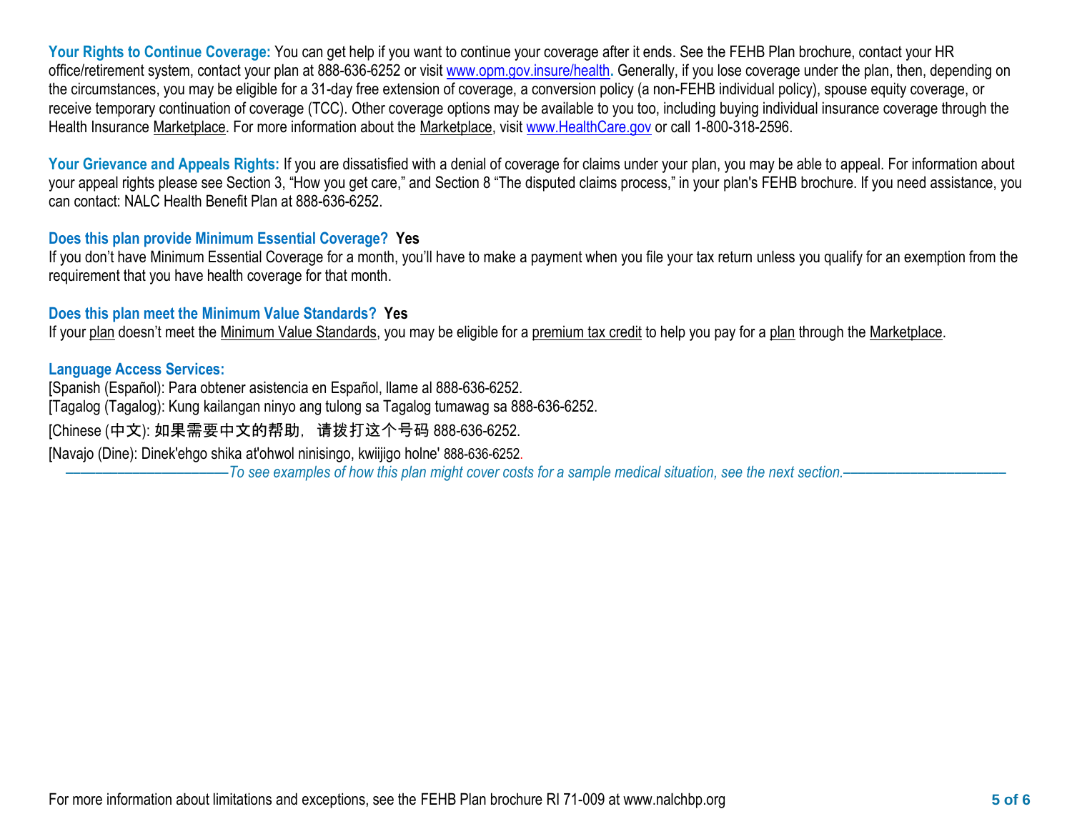**Your Rights to Continue Coverage:** You can get help if you want to continue your coverage after it ends. See the FEHB Plan brochure, contact your HR office/retirement system, contact your plan at 888-636-6252 or visit www.opm.gov.insure/health. Generally, if you lose coverage under the plan, then, depending on the circumstances, you may be eligible for a 31-day free extension of coverage, a conversion policy (a non-FEHB individual policy), spouse equity coverage, or receive temporary continuation of coverage (TCC). Other coverage options may be available to you too, including buying individual insurance coverage through the Health Insurance Marketplace. For more information about the Marketplace, visit www.HealthCare.gov or call 1-800-318-2596.

**Your Grievance and Appeals Rights:** If you are dissatisfied with a denial of coverage for claims under your plan, you may be able to appeal. For information about your appeal rights please see Section 3, "How you get care," and Section 8 "The disputed claims process," in your plan's FEHB brochure. If you need assistance, you can contact: NALC Health Benefit Plan at 888-636-6252.

**Does this plan provide Minimum Essential Coverage? Yes**

If you don't have Minimum Essential Coverage for a month, you'll have to make a payment when you file your tax return unless you qualify for an exemption from the requirement that you have health coverage for that month.

**Does this plan meet the Minimum Value Standards? Yes**

If your plan doesn't meet the Minimum Value Standards, you may be eligible for a premium tax credit to help you pay for a plan through the Marketplace.

**Language Access Services:**

[Spanish (Español): Para obtener asistencia en Español, llame al 888-636-6252.

[Tagalog (Tagalog): Kung kailangan ninyo ang tulong sa Tagalog tumawag sa 888-636-6252.

[Chinese (中文): 如果需要中文的帮助，请拨打这个号码 888-636-6252.

[Navajo (Dine): Dinek'ehgo shika at'ohwol ninisingo, kwiijigo holne' 888-636-6252.

*——————————To see examples of how this plan might cover costs for a sample medical situation, see the next section.——————————*

For more information about limitations and exceptions, see the FEHB Plan brochure RI 71-009 at www.nalchbp.org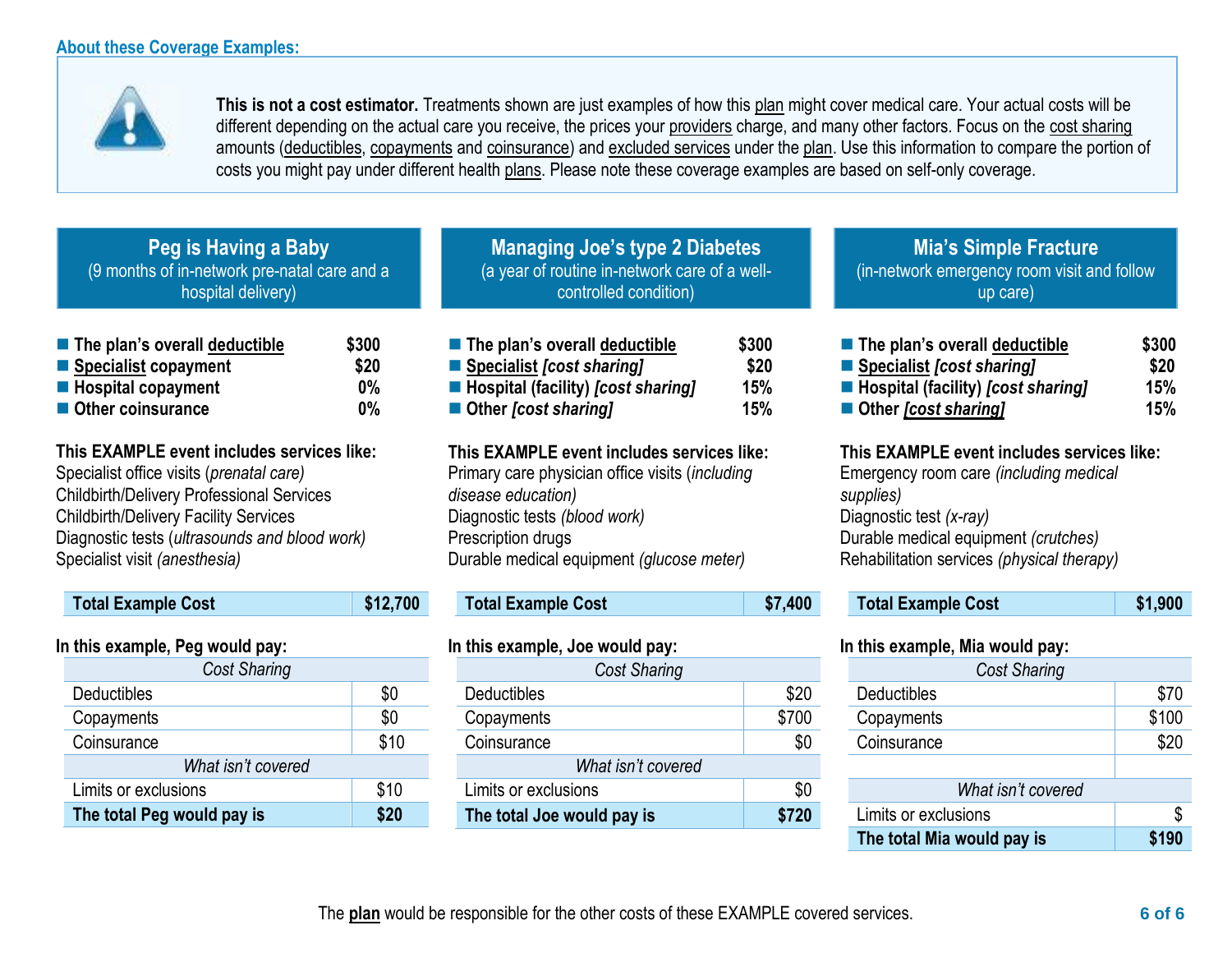**About these Coverage Examples:**

**This is not a cost estimator.** Treatments shown are just examples of how this plan might cover medical care. Your actual costs will be different depending on the actual care you receive, the prices your providers charge, and many other factors. Focus on the cost sharing amounts (deductibles, copayments and coinsurance) and excluded services under the plan. Use this information to compare the portion of costs you might pay under different health plans. Please note these coverage examples are based on self-only coverage.

## Peg is Having a Baby

(9 months of in-network pre-natal care and a hospital delivery)

- **The plan's overall deductible** **$300**
- **Specialist copayment** **$20**
- **Hospital copayment** **0%**
- **Other coinsurance** **0%**

**This EXAMPLE event includes services like:**
Specialist office visits (*prenatal care)*
Childbirth/Delivery Professional Services
Childbirth/Delivery Facility Services
Diagnostic tests (*ultrasounds and blood work)*
Specialist visit *(anesthesia)*

| | |
|---|---|
| **Total Example Cost** | **$12,700** |

**In this example, Peg would pay:**

| *Cost Sharing* | |
|---|---|
| Deductibles | $0 |
| Copayments | $0 |
| Coinsurance | $10 |
| *What isn't covered* | |
| Limits or exclusions | $10 |
| **The total Peg would pay is** | **$20** |

## Managing Joe's type 2 Diabetes

(a year of routine in-network care of a well-controlled condition)

- **The plan's overall deductible** **$300**
- **Specialist *[cost sharing]*** **$20**
- **Hospital (facility) *[cost sharing]*** **15%**
- **Other *[cost sharing]*** **15%**

**This EXAMPLE event includes services like:**
Primary care physician office visits (*including disease education)*
Diagnostic tests *(blood work)*
Prescription drugs
Durable medical equipment *(glucose meter)*

| | |
|---|---|
| **Total Example Cost** | **$7,400** |

**In this example, Joe would pay:**

| *Cost Sharing* | |
|---|---|
| Deductibles | $20 |
| Copayments | $700 |
| Coinsurance | $0 |
| *What isn't covered* | |
| Limits or exclusions | $0 |
| **The total Joe would pay is** | **$720** |

## Mia's Simple Fracture

(in-network emergency room visit and follow up care)

- **The plan's overall deductible** **$300**
- **Specialist *[cost sharing]*** **$20**
- **Hospital (facility) *[cost sharing]*** **15%**
- **Other *[cost sharing]*** **15%**

**This EXAMPLE event includes services like:**
Emergency room care *(including medical supplies)*
Diagnostic test *(x-ray)*
Durable medical equipment *(crutches)*
Rehabilitation services *(physical therapy)*

| | |
|---|---|
| **Total Example Cost** | **$1,900** |

**In this example, Mia would pay:**

| *Cost Sharing* | |
|---|---|
| Deductibles | $70 |
| Copayments | $100 |
| Coinsurance | $20 |
| | |
| *What isn't covered* | |
| Limits or exclusions | $ |
| **The total Mia would pay is** | **$190** |

The **plan** would be responsible for the other costs of these EXAMPLE covered services.